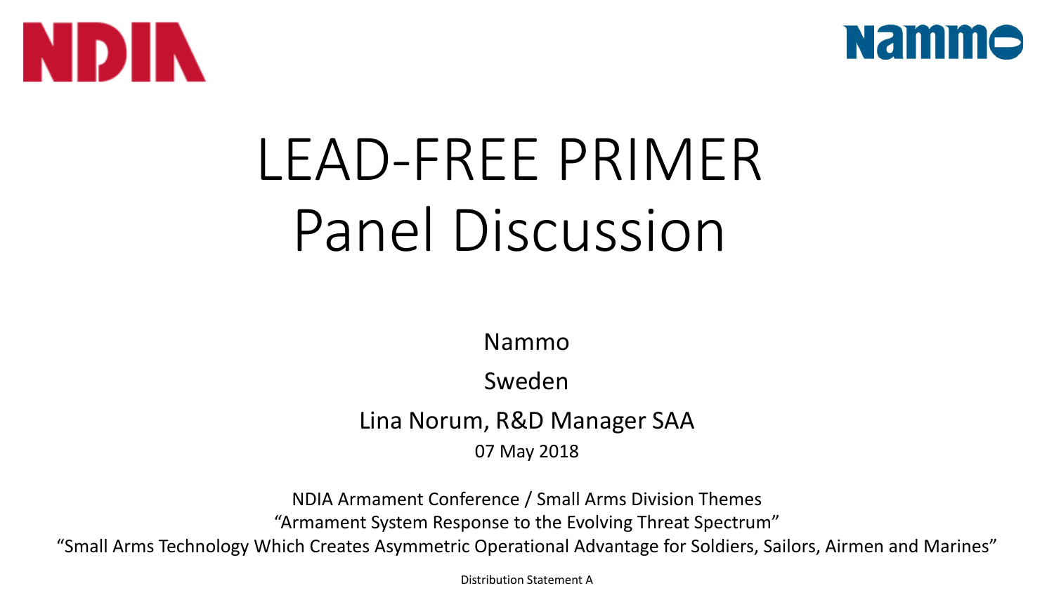NDIA

Nammo

# LEAD-FREE PRIMER
# Panel Discussion

Nammo

Sweden

Lina Norum, R&D Manager SAA

07 May 2018

NDIA Armament Conference / Small Arms Division Themes

"Armament System Response to the Evolving Threat Spectrum"

"Small Arms Technology Which Creates Asymmetric Operational Advantage for Soldiers, Sailors, Airmen and Marines"

Distribution Statement A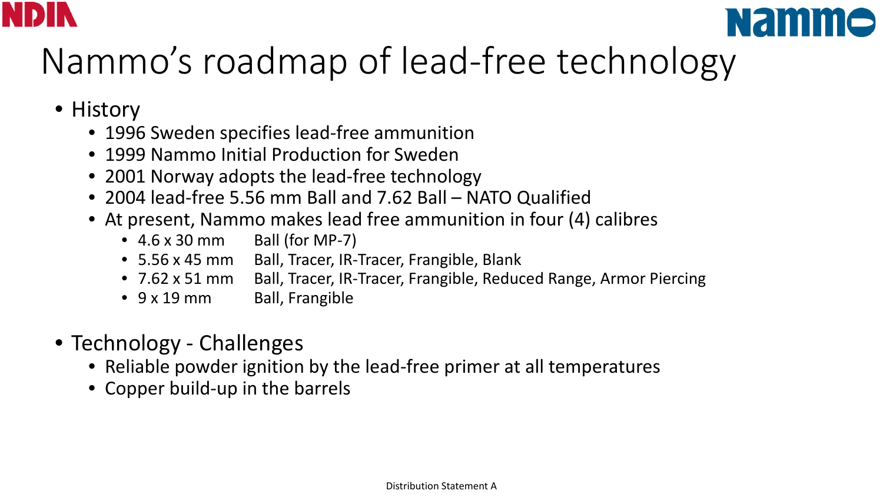# Nammo's roadmap of lead-free technology

- History
  - 1996 Sweden specifies lead-free ammunition
  - 1999 Nammo Initial Production for Sweden
  - 2001 Norway adopts the lead-free technology
  - 2004 lead-free 5.56 mm Ball and 7.62 Ball – NATO Qualified
  - At present, Nammo makes lead free ammunition in four (4) calibres
    - 4.6 x 30 mm Ball (for MP-7)
    - 5.56 x 45 mm Ball, Tracer, IR-Tracer, Frangible, Blank
    - 7.62 x 51 mm Ball, Tracer, IR-Tracer, Frangible, Reduced Range, Armor Piercing
    - 9 x 19 mm Ball, Frangible

- Technology - Challenges
  - Reliable powder ignition by the lead-free primer at all temperatures
  - Copper build-up in the barrels

Distribution Statement A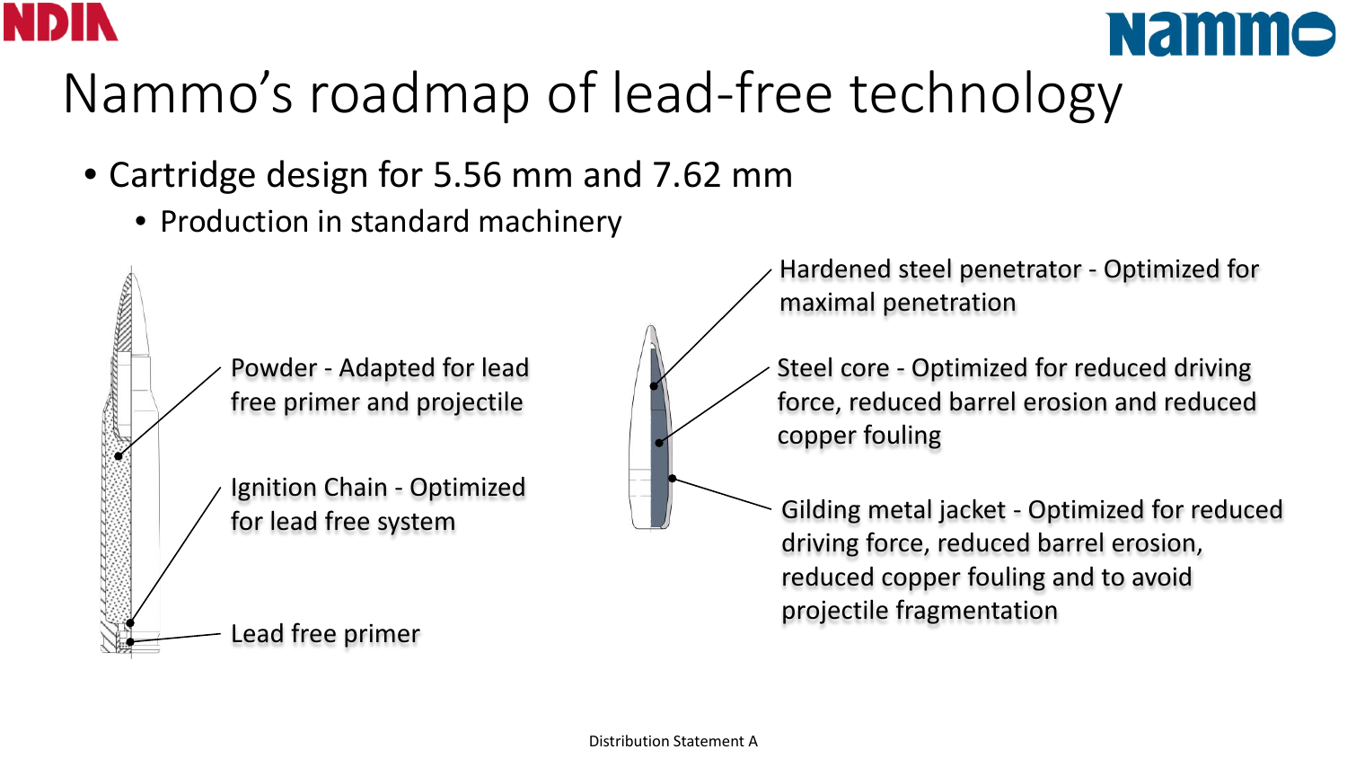# Nammo's roadmap of lead-free technology

- Cartridge design for 5.56 mm and 7.62 mm
  - Production in standard machinery

Powder - Adapted for lead free primer and projectile

Ignition Chain - Optimized for lead free system

Lead free primer

Hardened steel penetrator - Optimized for maximal penetration

Steel core - Optimized for reduced driving force, reduced barrel erosion and reduced copper fouling

Gilding metal jacket - Optimized for reduced driving force, reduced barrel erosion, reduced copper fouling and to avoid projectile fragmentation

Distribution Statement A